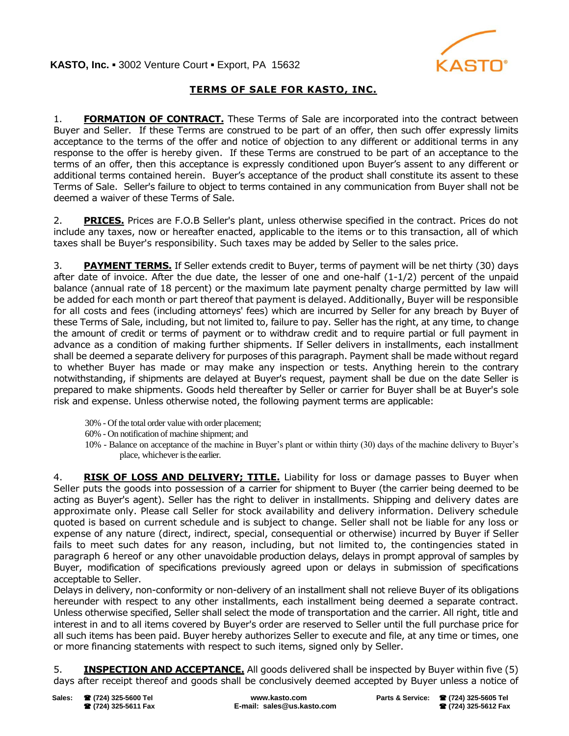KASTO, Inc. ▪ 3002 Venture Court ▪ Export, PA 15632

# TERMS OF SALE FOR KASTO, INC.

1. **FORMATION OF CONTRACT.** These Terms of Sale are incorporated into the contract between Buyer and Seller. If these Terms are construed to be part of an offer, then such offer expressly limits acceptance to the terms of the offer and notice of objection to any different or additional terms in any response to the offer is hereby given. If these Terms are construed to be part of an acceptance to the terms of an offer, then this acceptance is expressly conditioned upon Buyer's assent to any different or additional terms contained herein. Buyer's acceptance of the product shall constitute its assent to these Terms of Sale. Seller's failure to object to terms contained in any communication from Buyer shall not be deemed a waiver of these Terms of Sale.

2. **PRICES.** Prices are F.O.B Seller's plant, unless otherwise specified in the contract. Prices do not include any taxes, now or hereafter enacted, applicable to the items or to this transaction, all of which taxes shall be Buyer's responsibility. Such taxes may be added by Seller to the sales price.

3. **PAYMENT TERMS.** If Seller extends credit to Buyer, terms of payment will be net thirty (30) days after date of invoice. After the due date, the lesser of one and one-half (1-1/2) percent of the unpaid balance (annual rate of 18 percent) or the maximum late payment penalty charge permitted by law will be added for each month or part thereof that payment is delayed. Additionally, Buyer will be responsible for all costs and fees (including attorneys' fees) which are incurred by Seller for any breach by Buyer of these Terms of Sale, including, but not limited to, failure to pay. Seller has the right, at any time, to change the amount of credit or terms of payment or to withdraw credit and to require partial or full payment in advance as a condition of making further shipments. If Seller delivers in installments, each installment shall be deemed a separate delivery for purposes of this paragraph. Payment shall be made without regard to whether Buyer has made or may make any inspection or tests. Anything herein to the contrary notwithstanding, if shipments are delayed at Buyer's request, payment shall be due on the date Seller is prepared to make shipments. Goods held thereafter by Seller or carrier for Buyer shall be at Buyer's sole risk and expense. Unless otherwise noted, the following payment terms are applicable:

30% - Of the total order value with order placement;
60% - On notification of machine shipment; and
10% - Balance on acceptance of the machine in Buyer's plant or within thirty (30) days of the machine delivery to Buyer's place, whichever is the earlier.

4. **RISK OF LOSS AND DELIVERY; TITLE.** Liability for loss or damage passes to Buyer when Seller puts the goods into possession of a carrier for shipment to Buyer (the carrier being deemed to be acting as Buyer's agent). Seller has the right to deliver in installments. Shipping and delivery dates are approximate only. Please call Seller for stock availability and delivery information. Delivery schedule quoted is based on current schedule and is subject to change. Seller shall not be liable for any loss or expense of any nature (direct, indirect, special, consequential or otherwise) incurred by Buyer if Seller fails to meet such dates for any reason, including, but not limited to, the contingencies stated in paragraph 6 hereof or any other unavoidable production delays, delays in prompt approval of samples by Buyer, modification of specifications previously agreed upon or delays in submission of specifications acceptable to Seller.
Delays in delivery, non-conformity or non-delivery of an installment shall not relieve Buyer of its obligations hereunder with respect to any other installments, each installment being deemed a separate contract. Unless otherwise specified, Seller shall select the mode of transportation and the carrier. All right, title and interest in and to all items covered by Buyer's order are reserved to Seller until the full purchase price for all such items has been paid. Buyer hereby authorizes Seller to execute and file, at any time or times, one or more financing statements with respect to such items, signed only by Seller.

5. **INSPECTION AND ACCEPTANCE.** All goods delivered shall be inspected by Buyer within five (5) days after receipt thereof and goods shall be conclusively deemed accepted by Buyer unless a notice of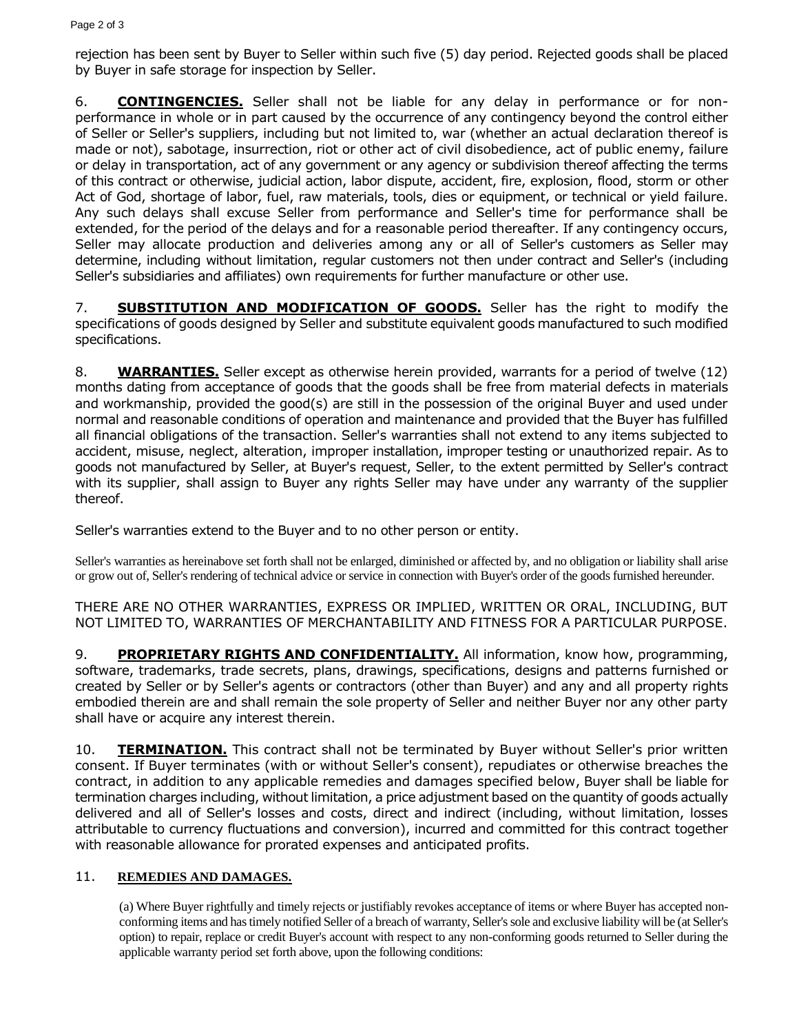rejection has been sent by Buyer to Seller within such five (5) day period. Rejected goods shall be placed by Buyer in safe storage for inspection by Seller.

6. **CONTINGENCIES.** Seller shall not be liable for any delay in performance or for non-performance in whole or in part caused by the occurrence of any contingency beyond the control either of Seller or Seller's suppliers, including but not limited to, war (whether an actual declaration thereof is made or not), sabotage, insurrection, riot or other act of civil disobedience, act of public enemy, failure or delay in transportation, act of any government or any agency or subdivision thereof affecting the terms of this contract or otherwise, judicial action, labor dispute, accident, fire, explosion, flood, storm or other Act of God, shortage of labor, fuel, raw materials, tools, dies or equipment, or technical or yield failure. Any such delays shall excuse Seller from performance and Seller's time for performance shall be extended, for the period of the delays and for a reasonable period thereafter. If any contingency occurs, Seller may allocate production and deliveries among any or all of Seller's customers as Seller may determine, including without limitation, regular customers not then under contract and Seller's (including Seller's subsidiaries and affiliates) own requirements for further manufacture or other use.

7. **SUBSTITUTION AND MODIFICATION OF GOODS.** Seller has the right to modify the specifications of goods designed by Seller and substitute equivalent goods manufactured to such modified specifications.

8. **WARRANTIES.** Seller except as otherwise herein provided, warrants for a period of twelve (12) months dating from acceptance of goods that the goods shall be free from material defects in materials and workmanship, provided the good(s) are still in the possession of the original Buyer and used under normal and reasonable conditions of operation and maintenance and provided that the Buyer has fulfilled all financial obligations of the transaction. Seller's warranties shall not extend to any items subjected to accident, misuse, neglect, alteration, improper installation, improper testing or unauthorized repair. As to goods not manufactured by Seller, at Buyer's request, Seller, to the extent permitted by Seller's contract with its supplier, shall assign to Buyer any rights Seller may have under any warranty of the supplier thereof.

Seller's warranties extend to the Buyer and to no other person or entity.

Seller's warranties as hereinabove set forth shall not be enlarged, diminished or affected by, and no obligation or liability shall arise or grow out of, Seller's rendering of technical advice or service in connection with Buyer's order of the goods furnished hereunder.

THERE ARE NO OTHER WARRANTIES, EXPRESS OR IMPLIED, WRITTEN OR ORAL, INCLUDING, BUT NOT LIMITED TO, WARRANTIES OF MERCHANTABILITY AND FITNESS FOR A PARTICULAR PURPOSE.

9. **PROPRIETARY RIGHTS AND CONFIDENTIALITY.** All information, know how, programming, software, trademarks, trade secrets, plans, drawings, specifications, designs and patterns furnished or created by Seller or by Seller's agents or contractors (other than Buyer) and any and all property rights embodied therein are and shall remain the sole property of Seller and neither Buyer nor any other party shall have or acquire any interest therein.

10. **TERMINATION.** This contract shall not be terminated by Buyer without Seller's prior written consent. If Buyer terminates (with or without Seller's consent), repudiates or otherwise breaches the contract, in addition to any applicable remedies and damages specified below, Buyer shall be liable for termination charges including, without limitation, a price adjustment based on the quantity of goods actually delivered and all of Seller's losses and costs, direct and indirect (including, without limitation, losses attributable to currency fluctuations and conversion), incurred and committed for this contract together with reasonable allowance for prorated expenses and anticipated profits.

11. **REMEDIES AND DAMAGES.**

(a) Where Buyer rightfully and timely rejects or justifiably revokes acceptance of items or where Buyer has accepted non-conforming items and has timely notified Seller of a breach of warranty, Seller's sole and exclusive liability will be (at Seller's option) to repair, replace or credit Buyer's account with respect to any non-conforming goods returned to Seller during the applicable warranty period set forth above, upon the following conditions: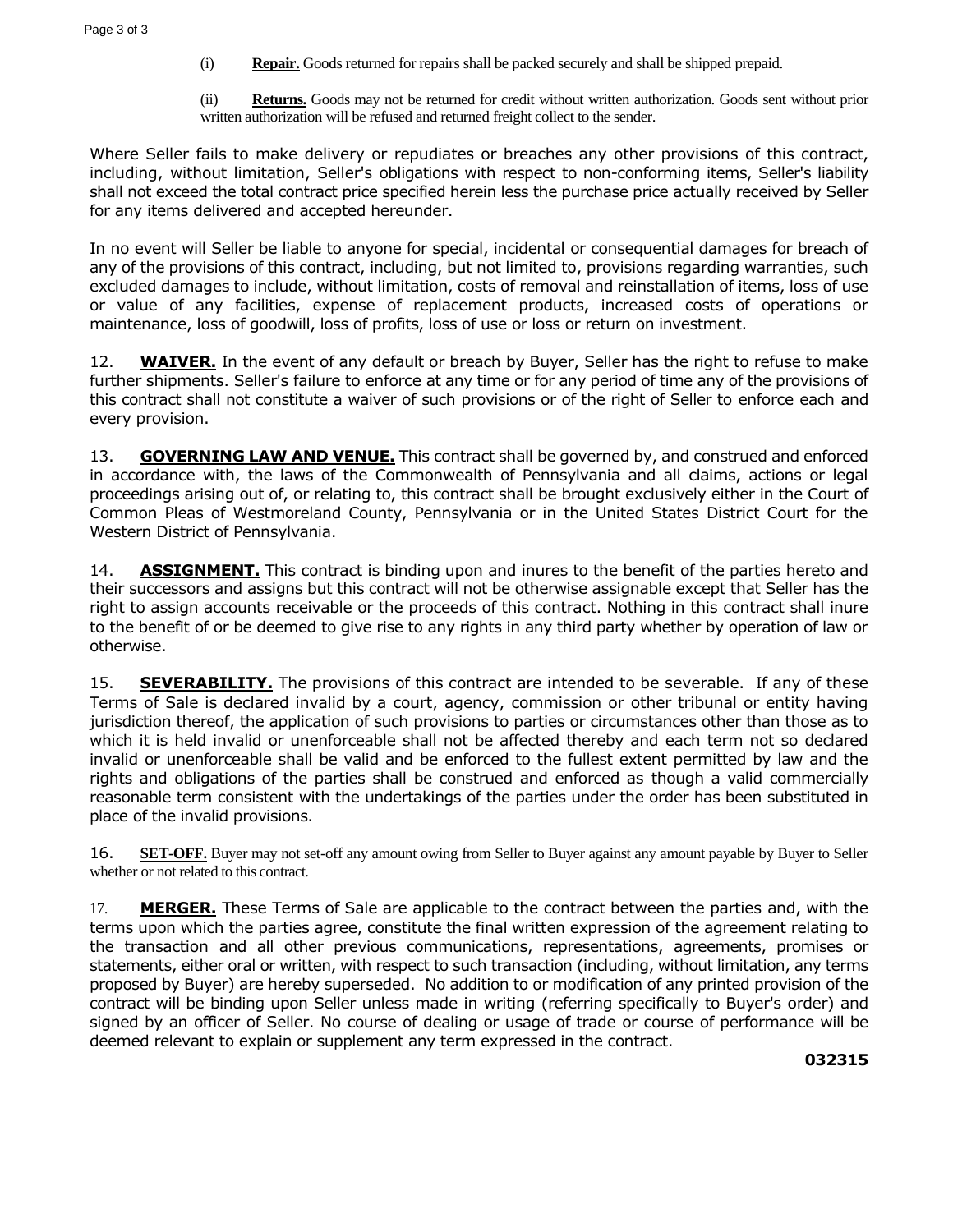(i) **Repair.** Goods returned for repairs shall be packed securely and shall be shipped prepaid.

(ii) **Returns.** Goods may not be returned for credit without written authorization. Goods sent without prior written authorization will be refused and returned freight collect to the sender.

Where Seller fails to make delivery or repudiates or breaches any other provisions of this contract, including, without limitation, Seller's obligations with respect to non-conforming items, Seller's liability shall not exceed the total contract price specified herein less the purchase price actually received by Seller for any items delivered and accepted hereunder.

In no event will Seller be liable to anyone for special, incidental or consequential damages for breach of any of the provisions of this contract, including, but not limited to, provisions regarding warranties, such excluded damages to include, without limitation, costs of removal and reinstallation of items, loss of use or value of any facilities, expense of replacement products, increased costs of operations or maintenance, loss of goodwill, loss of profits, loss of use or loss or return on investment.

12. **WAIVER.** In the event of any default or breach by Buyer, Seller has the right to refuse to make further shipments. Seller's failure to enforce at any time or for any period of time any of the provisions of this contract shall not constitute a waiver of such provisions or of the right of Seller to enforce each and every provision.

13. **GOVERNING LAW AND VENUE.** This contract shall be governed by, and construed and enforced in accordance with, the laws of the Commonwealth of Pennsylvania and all claims, actions or legal proceedings arising out of, or relating to, this contract shall be brought exclusively either in the Court of Common Pleas of Westmoreland County, Pennsylvania or in the United States District Court for the Western District of Pennsylvania.

14. **ASSIGNMENT.** This contract is binding upon and inures to the benefit of the parties hereto and their successors and assigns but this contract will not be otherwise assignable except that Seller has the right to assign accounts receivable or the proceeds of this contract. Nothing in this contract shall inure to the benefit of or be deemed to give rise to any rights in any third party whether by operation of law or otherwise.

15. **SEVERABILITY.** The provisions of this contract are intended to be severable. If any of these Terms of Sale is declared invalid by a court, agency, commission or other tribunal or entity having jurisdiction thereof, the application of such provisions to parties or circumstances other than those as to which it is held invalid or unenforceable shall not be affected thereby and each term not so declared invalid or unenforceable shall be valid and be enforced to the fullest extent permitted by law and the rights and obligations of the parties shall be construed and enforced as though a valid commercially reasonable term consistent with the undertakings of the parties under the order has been substituted in place of the invalid provisions.

16. **SET-OFF.** Buyer may not set-off any amount owing from Seller to Buyer against any amount payable by Buyer to Seller whether or not related to this contract.

17. **MERGER.** These Terms of Sale are applicable to the contract between the parties and, with the terms upon which the parties agree, constitute the final written expression of the agreement relating to the transaction and all other previous communications, representations, agreements, promises or statements, either oral or written, with respect to such transaction (including, without limitation, any terms proposed by Buyer) are hereby superseded. No addition to or modification of any printed provision of the contract will be binding upon Seller unless made in writing (referring specifically to Buyer's order) and signed by an officer of Seller. No course of dealing or usage of trade or course of performance will be deemed relevant to explain or supplement any term expressed in the contract.

**032315**